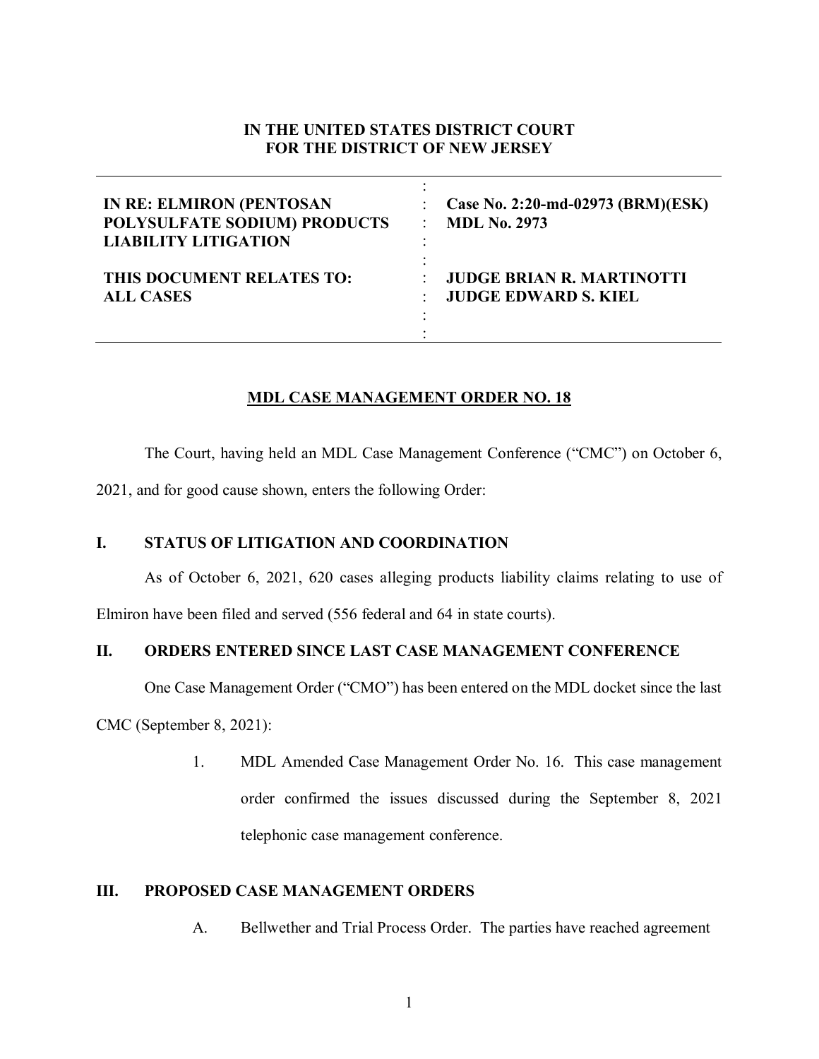**IN THE UNITED STATES DISTRICT COURT**
**FOR THE DISTRICT OF NEW JERSEY**

| | |
|---|---|
| **IN RE: ELMIRON (PENTOSAN POLYSULFATE SODIUM) PRODUCTS LIABILITY LITIGATION** | **Case No. 2:20-md-02973 (BRM)(ESK)** **MDL No. 2973** |
| **THIS DOCUMENT RELATES TO: ALL CASES** | **JUDGE BRIAN R. MARTINOTTI** **JUDGE EDWARD S. KIEL** |

## MDL CASE MANAGEMENT ORDER NO. 18

The Court, having held an MDL Case Management Conference ("CMC") on October 6, 2021, and for good cause shown, enters the following Order:

### I. STATUS OF LITIGATION AND COORDINATION

As of October 6, 2021, 620 cases alleging products liability claims relating to use of Elmiron have been filed and served (556 federal and 64 in state courts).

### II. ORDERS ENTERED SINCE LAST CASE MANAGEMENT CONFERENCE

One Case Management Order ("CMO") has been entered on the MDL docket since the last CMC (September 8, 2021):

1. MDL Amended Case Management Order No. 16. This case management order confirmed the issues discussed during the September 8, 2021 telephonic case management conference.

### III. PROPOSED CASE MANAGEMENT ORDERS

A. Bellwether and Trial Process Order. The parties have reached agreement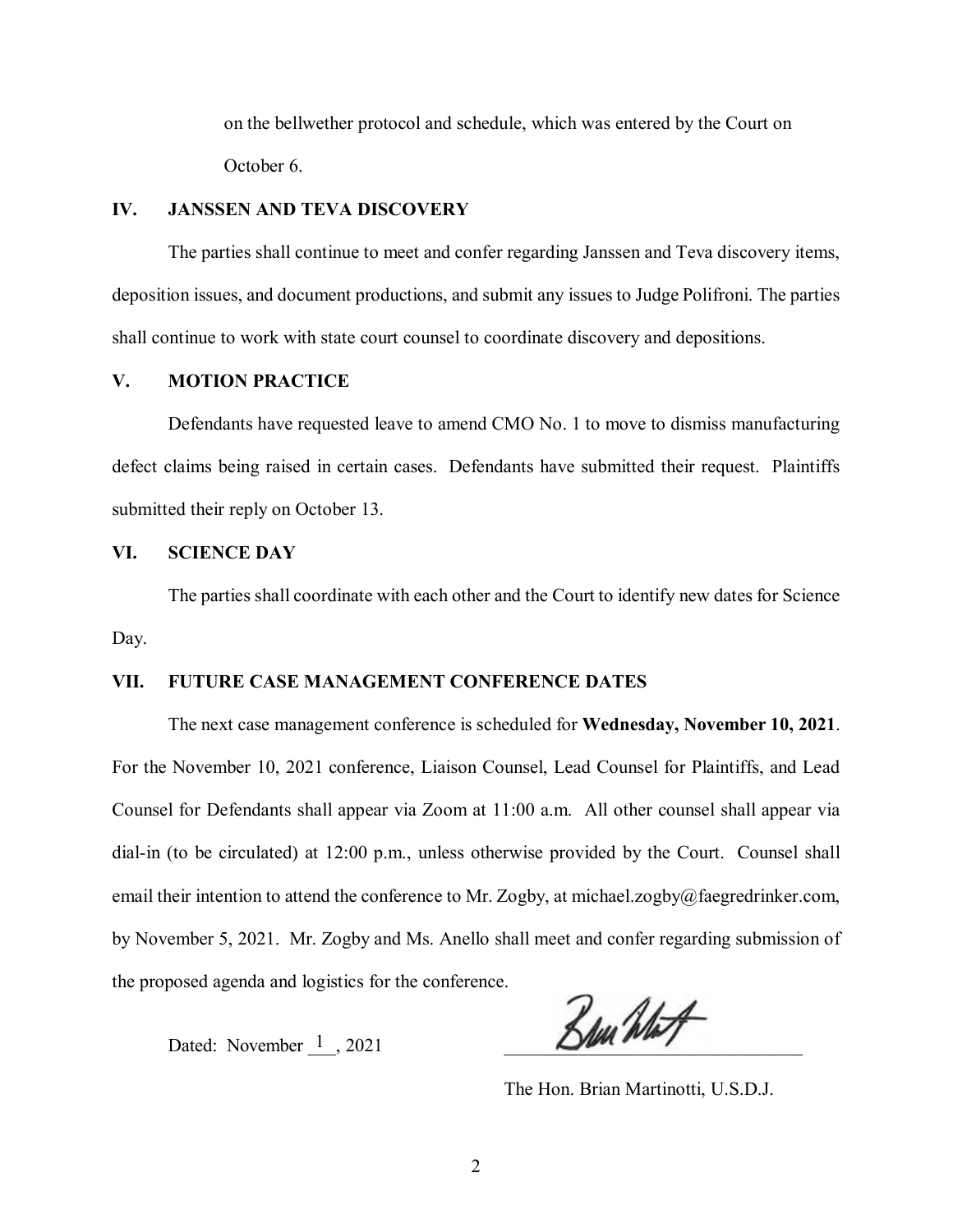on the bellwether protocol and schedule, which was entered by the Court on October 6.

## IV. JANSSEN AND TEVA DISCOVERY

The parties shall continue to meet and confer regarding Janssen and Teva discovery items, deposition issues, and document productions, and submit any issues to Judge Polifroni. The parties shall continue to work with state court counsel to coordinate discovery and depositions.

## V. MOTION PRACTICE

Defendants have requested leave to amend CMO No. 1 to move to dismiss manufacturing defect claims being raised in certain cases. Defendants have submitted their request. Plaintiffs submitted their reply on October 13.

## VI. SCIENCE DAY

The parties shall coordinate with each other and the Court to identify new dates for Science Day.

## VII. FUTURE CASE MANAGEMENT CONFERENCE DATES

The next case management conference is scheduled for **Wednesday, November 10, 2021**. For the November 10, 2021 conference, Liaison Counsel, Lead Counsel for Plaintiffs, and Lead Counsel for Defendants shall appear via Zoom at 11:00 a.m. All other counsel shall appear via dial-in (to be circulated) at 12:00 p.m., unless otherwise provided by the Court. Counsel shall email their intention to attend the conference to Mr. Zogby, at michael.zogby@faegredrinker.com, by November 5, 2021. Mr. Zogby and Ms. Anello shall meet and confer regarding submission of the proposed agenda and logistics for the conference.

Dated: November 1, 2021

The Hon. Brian Martinotti, U.S.D.J.